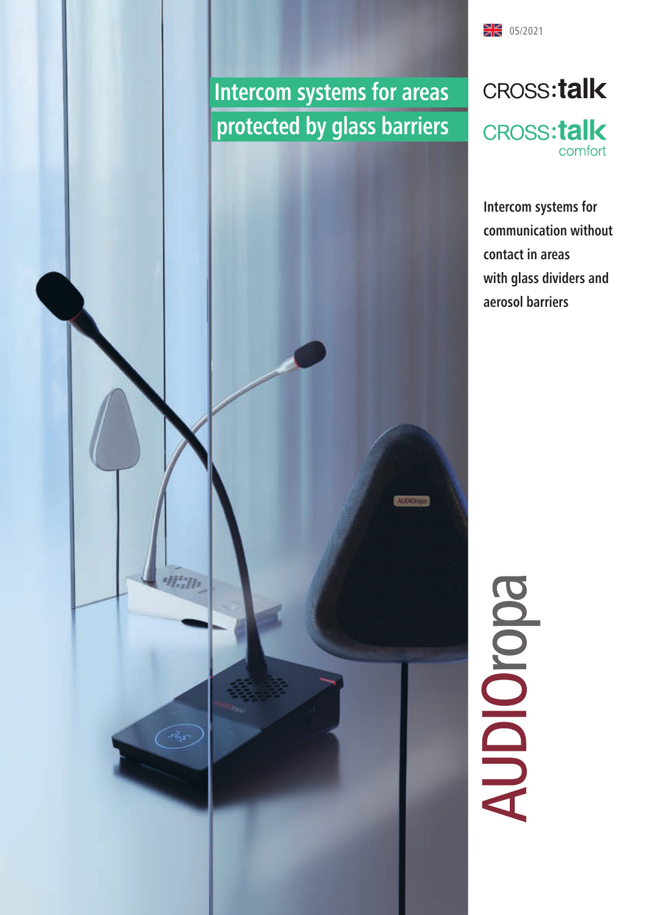05/2021

# Intercom systems for areas protected by glass barriers

## CROSS:talk

## CROSS:talk comfort

**Intercom systems for communication without contact in areas with glass dividers and aerosol barriers**

AUDIOropa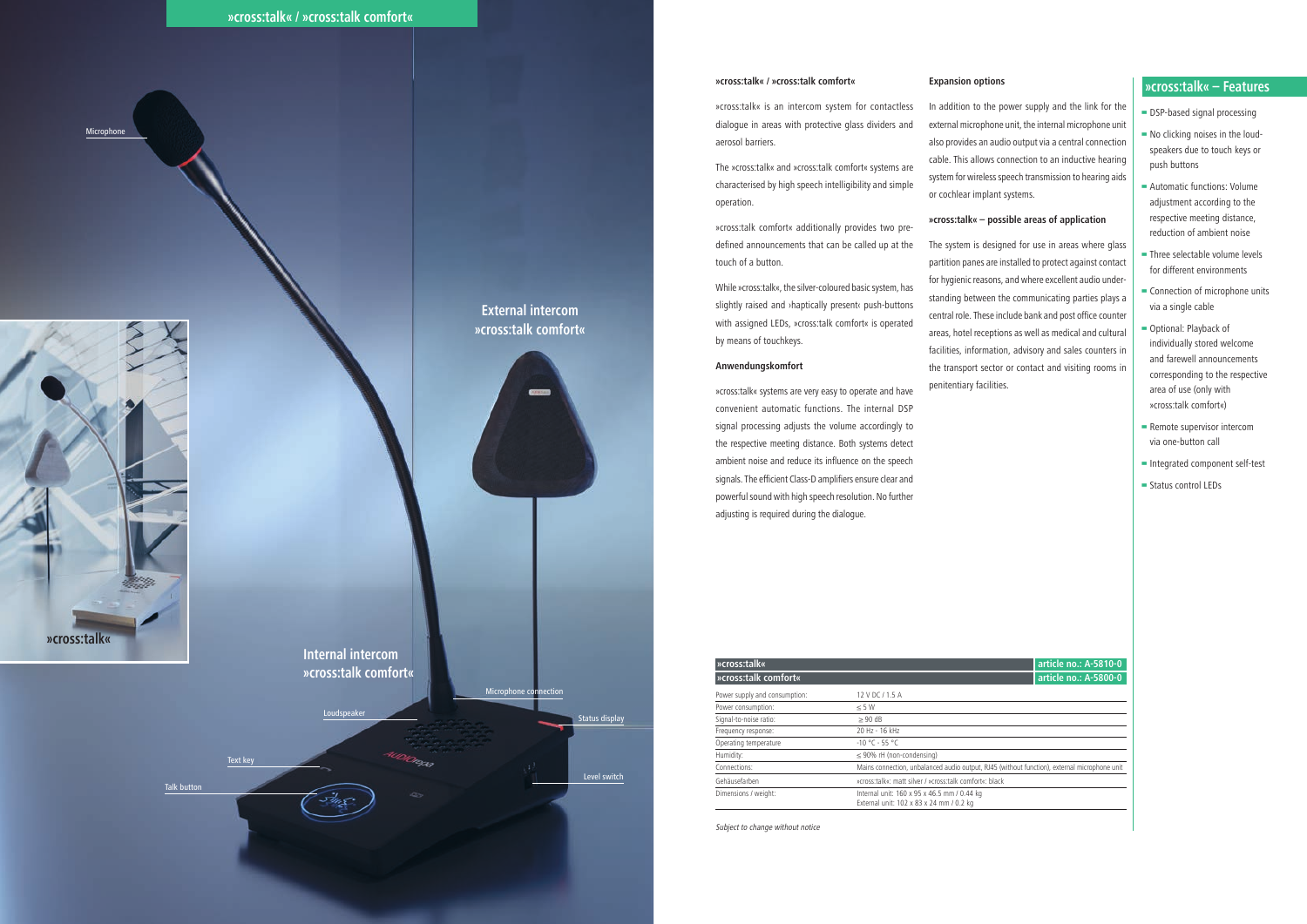# »cross:talk« / »cross:talk comfort«

Microphone

External intercom »cross:talk comfort«

»cross:talk«

Internal intercom »cross:talk comfort«

Microphone connection

Loudspeaker

Status display

Text key

Level switch

Talk button

## »cross:talk« / »cross:talk comfort«

»cross:talk« is an intercom system for contactless dialogue in areas with protective glass dividers and aerosol barriers.

The »cross:talk« and »cross:talk comfort« systems are characterised by high speech intelligibility and simple operation.

»cross:talk comfort« additionally provides two pre-defined announcements that can be called up at the touch of a button.

While »cross:talk«, the silver-coloured basic system, has slightly raised and ›haptically present‹ push-buttons with assigned LEDs, »cross:talk comfort« is operated by means of touchkeys.

### Anwendungskomfort

»cross:talk« systems are very easy to operate and have convenient automatic functions. The internal DSP signal processing adjusts the volume accordingly to the respective meeting distance. Both systems detect ambient noise and reduce its influence on the speech signals. The efficient Class-D amplifiers ensure clear and powerful sound with high speech resolution. No further adjusting is required during the dialogue.

### Expansion options

In addition to the power supply and the link for the external microphone unit, the internal microphone unit also provides an audio output via a central connection cable. This allows connection to an inductive hearing system for wireless speech transmission to hearing aids or cochlear implant systems.

### »cross:talk« – possible areas of application

The system is designed for use in areas where glass partition panes are installed to protect against contact for hygienic reasons, and where excellent audio understanding between the communicating parties plays a central role. These include bank and post office counter areas, hotel receptions as well as medical and cultural facilities, information, advisory and sales counters in the transport sector or contact and visiting rooms in penitentiary facilities.

## »cross:talk« – Features

- DSP-based signal processing
- No clicking noises in the loudspeakers due to touch keys or push buttons
- Automatic functions: Volume adjustment according to the respective meeting distance, reduction of ambient noise
- Three selectable volume levels for different environments
- Connection of microphone units via a single cable
- Optional: Playback of individually stored welcome and farewell announcements corresponding to the respective area of use (only with »cross:talk comfort«)
- Remote supervisor intercom via one-button call
- Integrated component self-test
- Status control LEDs

| »cross:talk« | article no.: A-5810-0 |
|---|---|
| »cross:talk comfort« | article no.: A-5800-0 |
| Power supply and consumption: | 12 V DC / 1.5 A |
| Power consumption: | ≤ 5 W |
| Signal-to-noise ratio: | ≥ 90 dB |
| Frequency response: | 20 Hz - 16 kHz |
| Operating temperature | -10 °C - 55 °C |
| Humidity: | ≤ 90% rH (non-condensing) |
| Connections: | Mains connection, unbalanced audio output, RJ45 (without function), external microphone unit |
| Gehäusefarben | »cross:talk«: matt silver / »cross:talk comfort«: black |
| Dimensions / weight: | Internal unit: 160 x 95 x 46.5 mm / 0.44 kg<br>External unit: 102 x 83 x 24 mm / 0.2 kg |

*Subject to change without notice*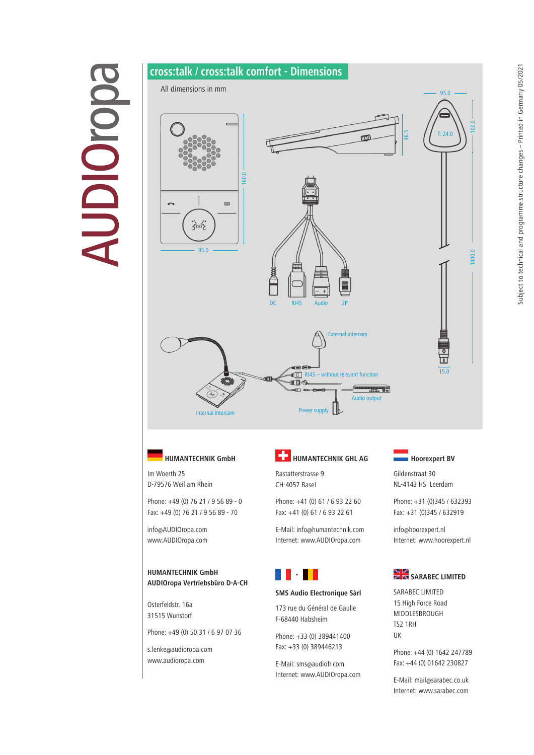## cross:talk / cross:talk comfort - Dimensions

All dimensions in mm

95.0

160.0

46.5

95.0

T: 24.0

102.0

1400.0

15.0

DC

RJ45

Audio

2P

External intercom

RJ45 – without relevant function

Audio output

Power supply

Internal intercom

**HUMANTECHNIK GmbH**

Im Woerth 25
D-79576 Weil am Rhein

Phone: +49 (0) 76 21 / 9 56 89 - 0
Fax: +49 (0) 76 21 / 9 56 89 - 70

info@AUDIOropa.com
www.AUDIOropa.com

**HUMANTECHNIK GHL AG**

Rastatterstrasse 9
CH-4057 Basel

Phone: +41 (0) 61 / 6 93 22 60
Fax: +41 (0) 61 / 6 93 22 61

E-Mail: info@humantechnik.com
Internet: www.AUDIOropa.com

**Hoorexpert BV**

Gildenstraat 30
NL-4143 HS Leerdam

Phone: +31 (0)345 / 632393
Fax: +31 (0)345 / 632919

info@hoorexpert.nl
Internet: www.hoorexpert.nl

**HUMANTECHNIK GmbH**
**AUDIOropa Vertriebsbüro D-A-CH**

Osterfeldstr. 16a
31515 Wunstorf

Phone: +49 (0) 50 31 / 6 97 07 36

s.lenke@audioropa.com
www.audioropa.com

**SMS Audio Electronique Sàrl**

173 rue du Général de Gaulle
F-68440 Habsheim

Phone: +33 (0) 389441400
Fax: +33 (0) 389446213

E-Mail: sms@audiofr.com
Internet: www.AUDIOropa.com

**SARABEC LIMITED**

SARABEC LIMITED
15 High Force Road
MIDDLESBROUGH
TS2 1RH
UK

Phone: +44 (0) 1642 247789
Fax: +44 (0) 01642 230827

E-Mail: mail@sarabec.co.uk
Internet: www.sarabec.com

Subject to technical and programme structure changes – Printed in Germany 05/2021